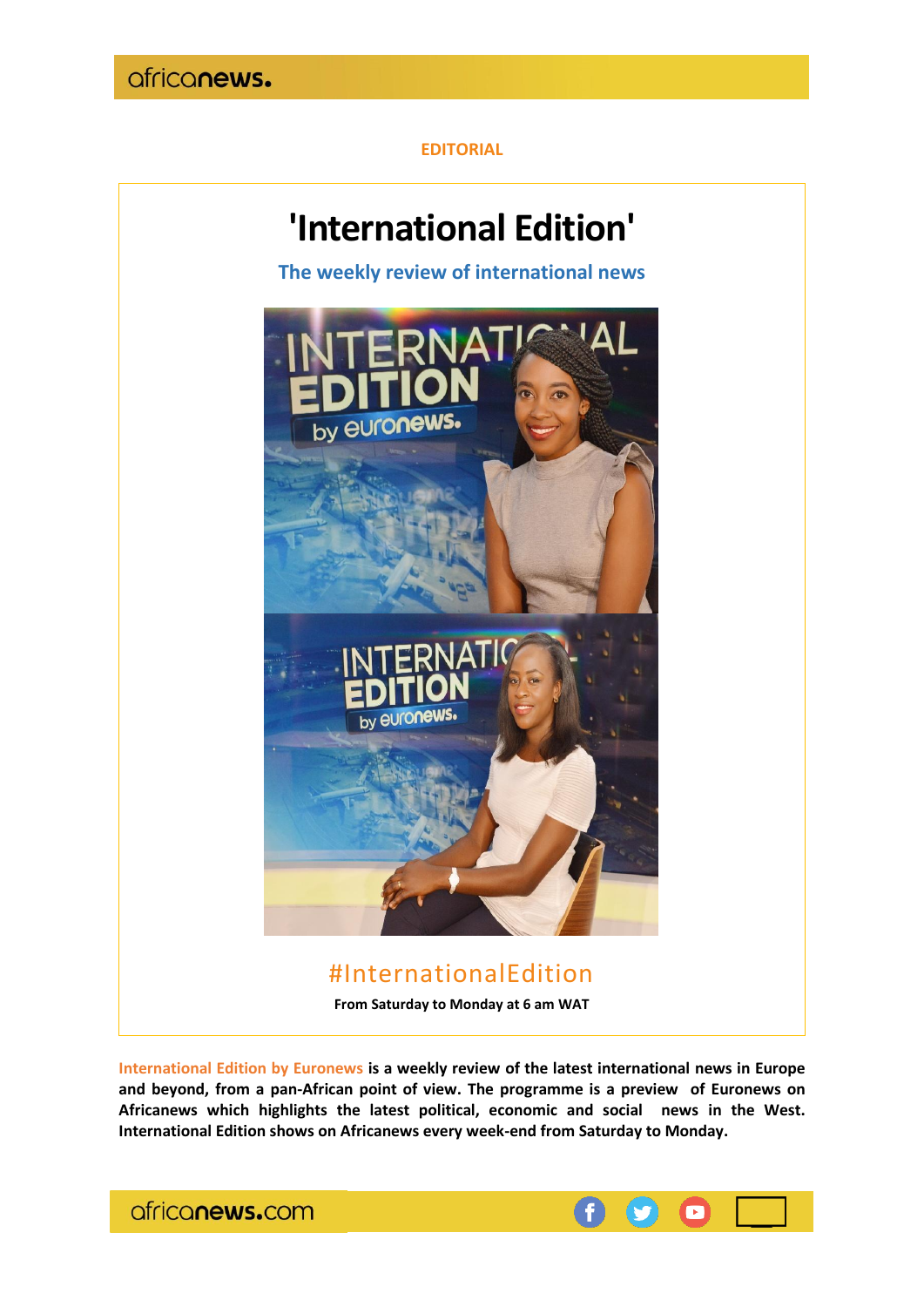africanews.

**EDITORIAL**

# 'International Edition'

## The weekly review of international news

#InternationalEdition

**From Saturday to Monday at 6 am WAT**

**International Edition by Euronews is a weekly review of the latest international news in Europe and beyond, from a pan-African point of view. The programme is a preview of Euronews on Africanews which highlights the latest political, economic and social news in the West. International Edition shows on Africanews every week-end from Saturday to Monday.**

africanews.com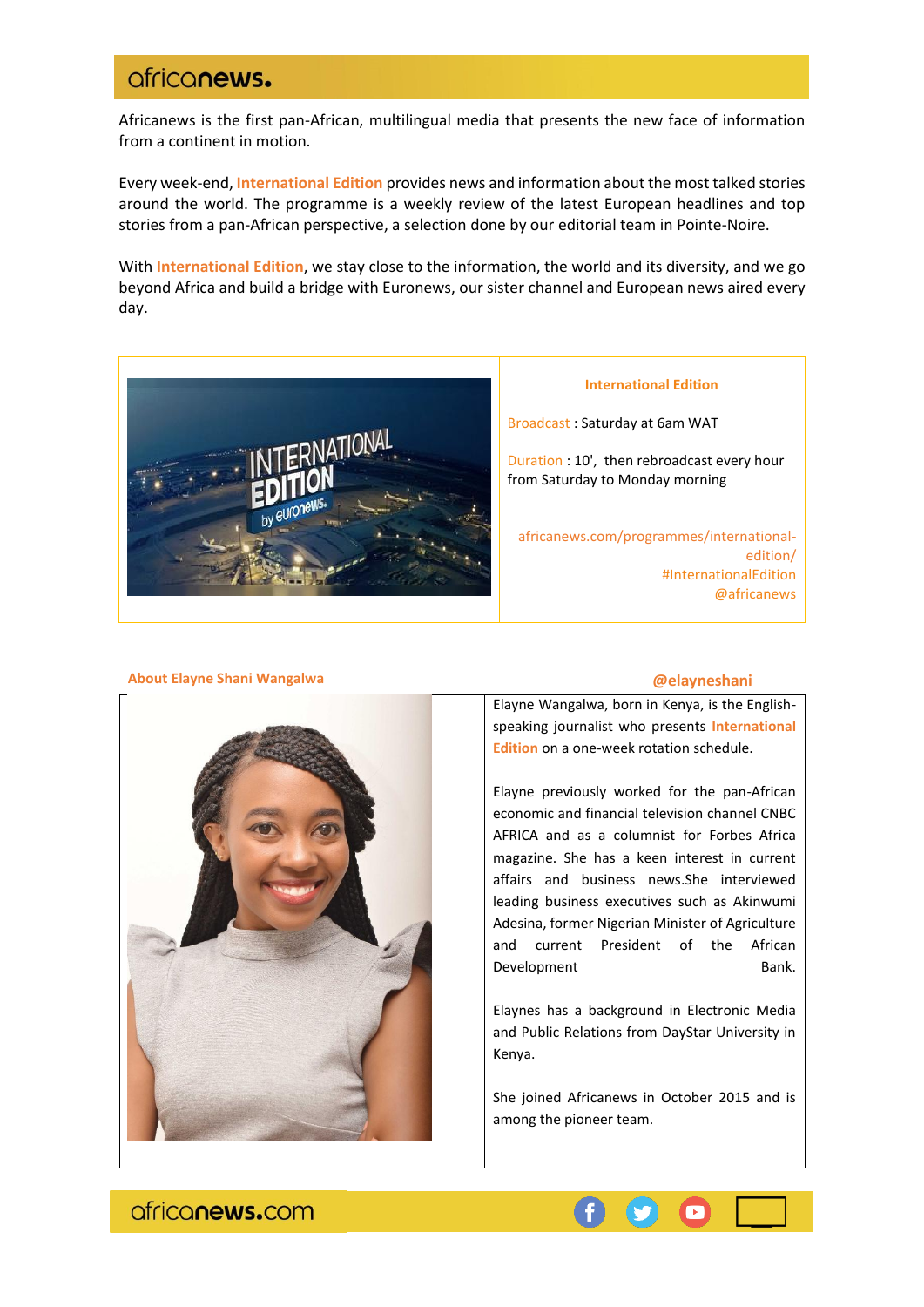# africanews.

Africanews is the first pan-African, multilingual media that presents the new face of information from a continent in motion.

Every week-end, **International Edition** provides news and information about the most talked stories around the world. The programme is a weekly review of the latest European headlines and top stories from a pan-African perspective, a selection done by our editorial team in Pointe-Noire.

With **International Edition**, we stay close to the information, the world and its diversity, and we go beyond Africa and build a bridge with Euronews, our sister channel and European news aired every day.

**International Edition**

Broadcast : Saturday at 6am WAT

Duration : 10', then rebroadcast every hour from Saturday to Monday morning

africanews.com/programmes/international-edition/
#InternationalEdition
@africanews

## About Elayne Shani Wangalwa

**@elayneshani**

Elayne Wangalwa, born in Kenya, is the English-speaking journalist who presents **International Edition** on a one-week rotation schedule.

Elayne previously worked for the pan-African economic and financial television channel CNBC AFRICA and as a columnist for Forbes Africa magazine. She has a keen interest in current affairs and business news.She interviewed leading business executives such as Akinwumi Adesina, former Nigerian Minister of Agriculture and current President of the African Development Bank.

Elaynes has a background in Electronic Media and Public Relations from DayStar University in Kenya.

She joined Africanews in October 2015 and is among the pioneer team.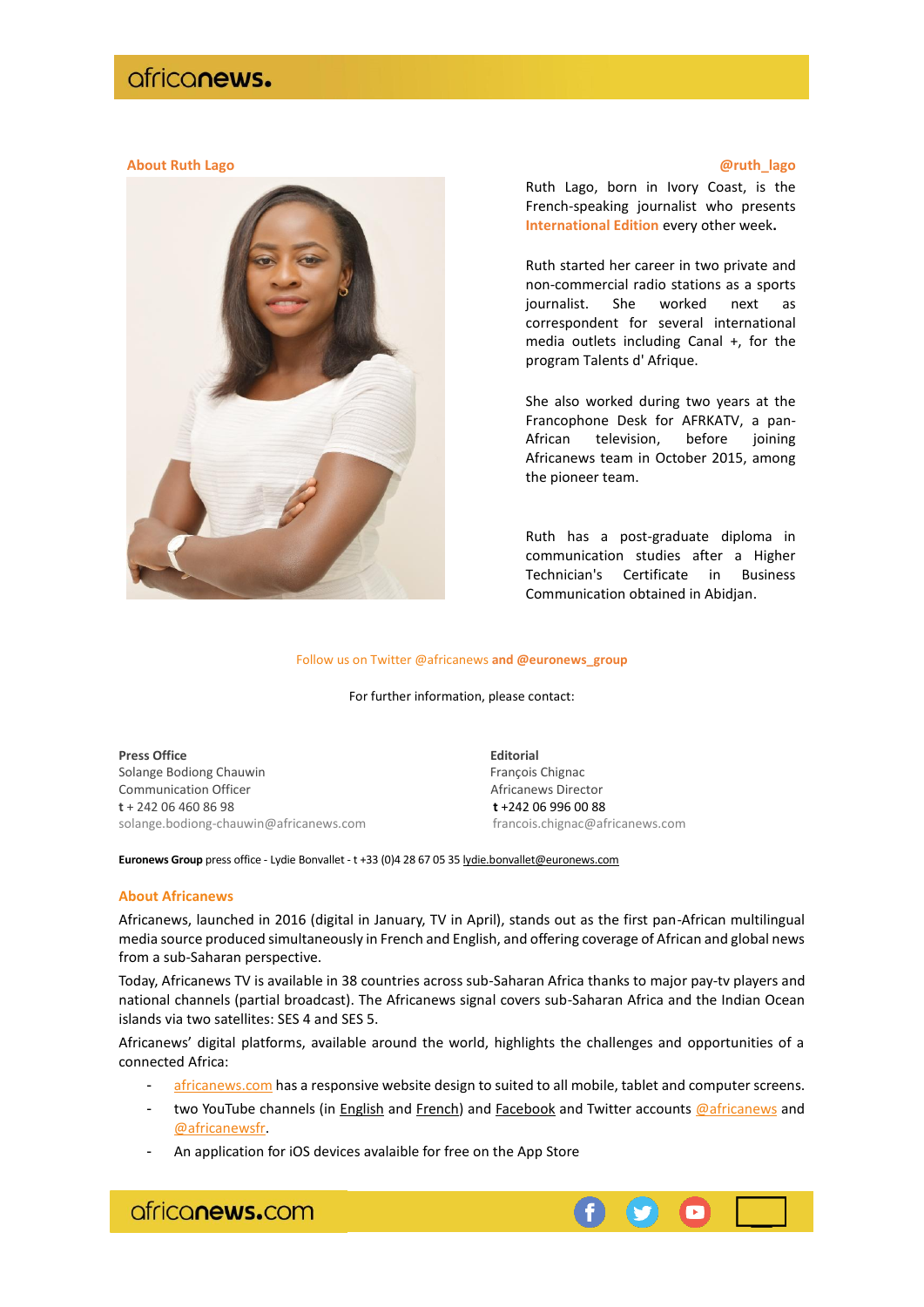## About Ruth Lago

**@ruth_lago**

Ruth Lago, born in Ivory Coast, is the French-speaking journalist who presents International Edition every other week**.**

Ruth started her career in two private and non-commercial radio stations as a sports journalist. She worked next as correspondent for several international media outlets including Canal +, for the program Talents d' Afrique.

She also worked during two years at the Francophone Desk for AFRKATV, a pan-African television, before joining Africanews team in October 2015, among the pioneer team.

Ruth has a post-graduate diploma in communication studies after a Higher Technician's Certificate in Business Communication obtained in Abidjan.

Follow us on Twitter @africanews **and @euronews_group**

For further information, please contact:

**Press Office**
Solange Bodiong Chauwin
Communication Officer
**t** + 242 06 460 86 98
solange.bodiong-chauwin@africanews.com

**Editorial**
François Chignac
Africanews Director
**t** +242 06 996 00 88
francois.chignac@africanews.com

**Euronews Group** press office - Lydie Bonvallet - t +33 (0)4 28 67 05 35 lydie.bonvallet@euronews.com

## About Africanews

Africanews, launched in 2016 (digital in January, TV in April), stands out as the first pan-African multilingual media source produced simultaneously in French and English, and offering coverage of African and global news from a sub-Saharan perspective.

Today, Africanews TV is available in 38 countries across sub-Saharan Africa thanks to major pay-tv players and national channels (partial broadcast). The Africanews signal covers sub-Saharan Africa and the Indian Ocean islands via two satellites: SES 4 and SES 5.

Africanews' digital platforms, available around the world, highlights the challenges and opportunities of a connected Africa:

- africanews.com has a responsive website design to suited to all mobile, tablet and computer screens.
- two YouTube channels (in English and French) and Facebook and Twitter accounts @africanews and @africanewsfr.
- An application for iOS devices avalaible for free on the App Store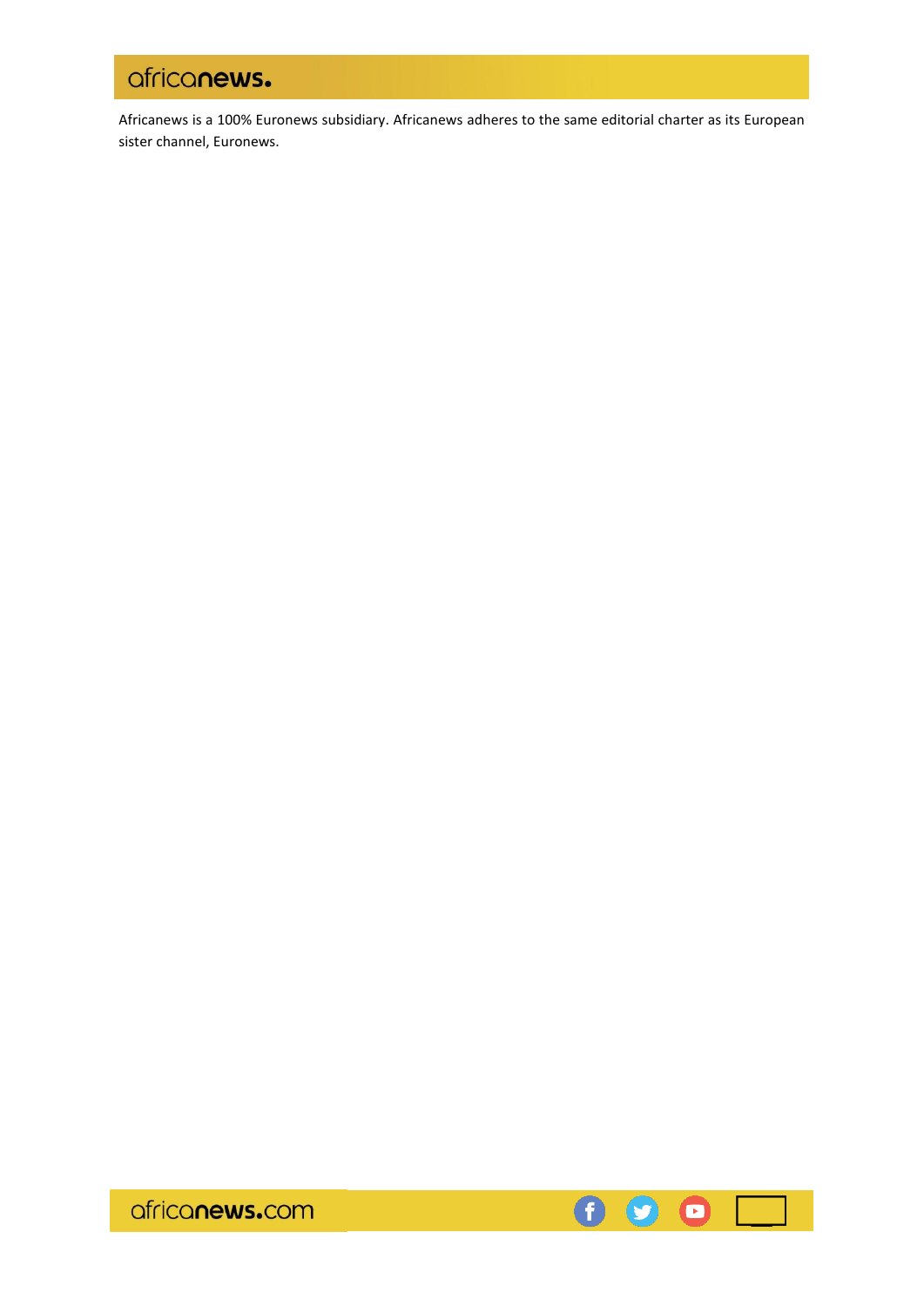Africanews is a 100% Euronews subsidiary. Africanews adheres to the same editorial charter as its European sister channel, Euronews.